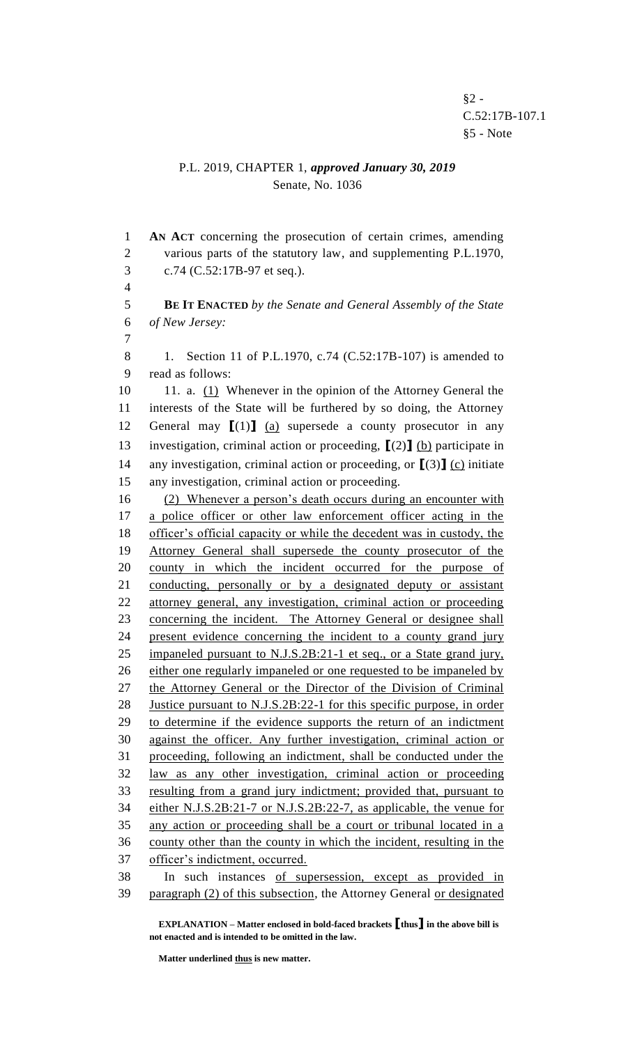§2 - C.52:17B-107.1
§5 - Note

P.L. 2019, CHAPTER 1, ***approved January 30, 2019***
Senate, No. 1036

**AN ACT** concerning the prosecution of certain crimes, amending various parts of the statutory law, and supplementing P.L.1970, c.74 (C.52:17B-97 et seq.).

**BE IT ENACTED** *by the Senate and General Assembly of the State of New Jersey:*

1. Section 11 of P.L.1970, c.74 (C.52:17B-107) is amended to read as follows:

11. a. <u>(1)</u> Whenever in the opinion of the Attorney General the interests of the State will be furthered by so doing, the Attorney General may **[**(1)**]** <u>(a)</u> supersede a county prosecutor in any investigation, criminal action or proceeding, **[**(2)**]** <u>(b)</u> participate in any investigation, criminal action or proceeding, or **[**(3)**]** <u>(c)</u> initiate any investigation, criminal action or proceeding.

<u>(2) Whenever a person's death occurs during an encounter with a police officer or other law enforcement officer acting in the officer's official capacity or while the decedent was in custody, the Attorney General shall supersede the county prosecutor of the county in which the incident occurred for the purpose of conducting, personally or by a designated deputy or assistant attorney general, any investigation, criminal action or proceeding concerning the incident. The Attorney General or designee shall present evidence concerning the incident to a county grand jury impaneled pursuant to N.J.S.2B:21-1 et seq., or a State grand jury, either one regularly impaneled or one requested to be impaneled by the Attorney General or the Director of the Division of Criminal Justice pursuant to N.J.S.2B:22-1 for this specific purpose, in order to determine if the evidence supports the return of an indictment against the officer. Any further investigation, criminal action or proceeding, following an indictment, shall be conducted under the law as any other investigation, criminal action or proceeding resulting from a grand jury indictment; provided that, pursuant to either N.J.S.2B:21-7 or N.J.S.2B:22-7, as applicable, the venue for any action or proceeding shall be a court or tribunal located in a county other than the county in which the incident, resulting in the officer's indictment, occurred.</u>

In such instances <u>of supersession, except as provided in paragraph (2) of this subsection</u>, the Attorney General <u>or designated</u>

**EXPLANATION – Matter enclosed in bold-faced brackets [thus] in the above bill is not enacted and is intended to be omitted in the law.**

**Matter underlined <u>thus</u> is new matter.**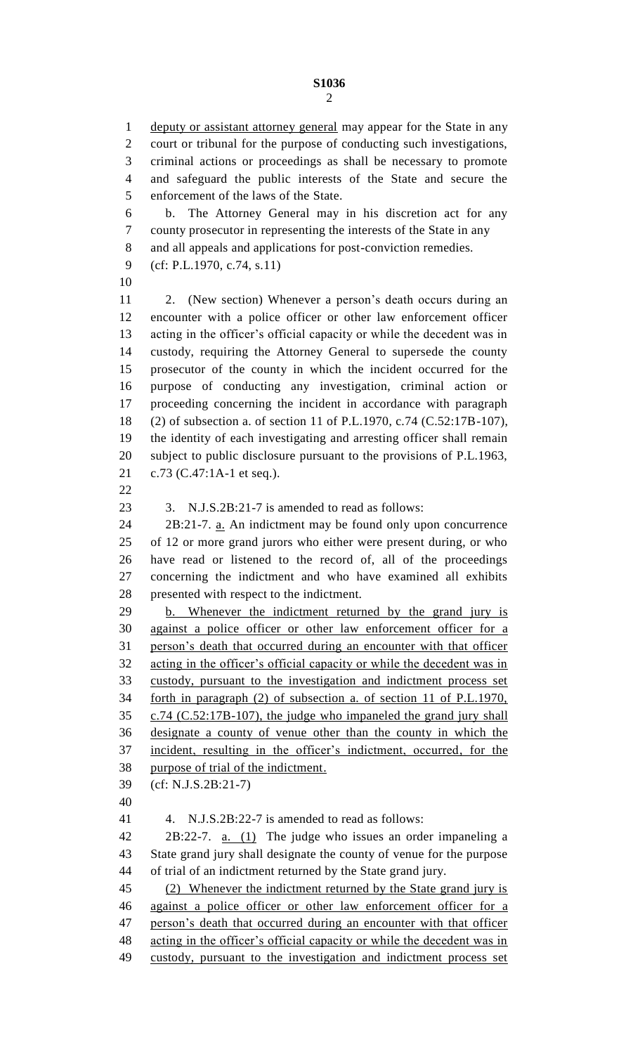deputy or assistant attorney general may appear for the State in any court or tribunal for the purpose of conducting such investigations, criminal actions or proceedings as shall be necessary to promote and safeguard the public interests of the State and secure the enforcement of the laws of the State.

b. The Attorney General may in his discretion act for any county prosecutor in representing the interests of the State in any and all appeals and applications for post-conviction remedies.

(cf: P.L.1970, c.74, s.11)

2. (New section) Whenever a person's death occurs during an encounter with a police officer or other law enforcement officer acting in the officer's official capacity or while the decedent was in custody, requiring the Attorney General to supersede the county prosecutor of the county in which the incident occurred for the purpose of conducting any investigation, criminal action or proceeding concerning the incident in accordance with paragraph (2) of subsection a. of section 11 of P.L.1970, c.74 (C.52:17B-107), the identity of each investigating and arresting officer shall remain subject to public disclosure pursuant to the provisions of P.L.1963, c.73 (C.47:1A-1 et seq.).

3. N.J.S.2B:21-7 is amended to read as follows:

2B:21-7. a. An indictment may be found only upon concurrence of 12 or more grand jurors who either were present during, or who have read or listened to the record of, all of the proceedings concerning the indictment and who have examined all exhibits presented with respect to the indictment.

b. Whenever the indictment returned by the grand jury is against a police officer or other law enforcement officer for a person's death that occurred during an encounter with that officer acting in the officer's official capacity or while the decedent was in custody, pursuant to the investigation and indictment process set forth in paragraph (2) of subsection a. of section 11 of P.L.1970, c.74 (C.52:17B-107), the judge who impaneled the grand jury shall designate a county of venue other than the county in which the incident, resulting in the officer's indictment, occurred, for the purpose of trial of the indictment.

(cf: N.J.S.2B:21-7)

4. N.J.S.2B:22-7 is amended to read as follows:

2B:22-7. a. (1) The judge who issues an order impaneling a State grand jury shall designate the county of venue for the purpose of trial of an indictment returned by the State grand jury.

(2) Whenever the indictment returned by the State grand jury is against a police officer or other law enforcement officer for a person's death that occurred during an encounter with that officer acting in the officer's official capacity or while the decedent was in custody, pursuant to the investigation and indictment process set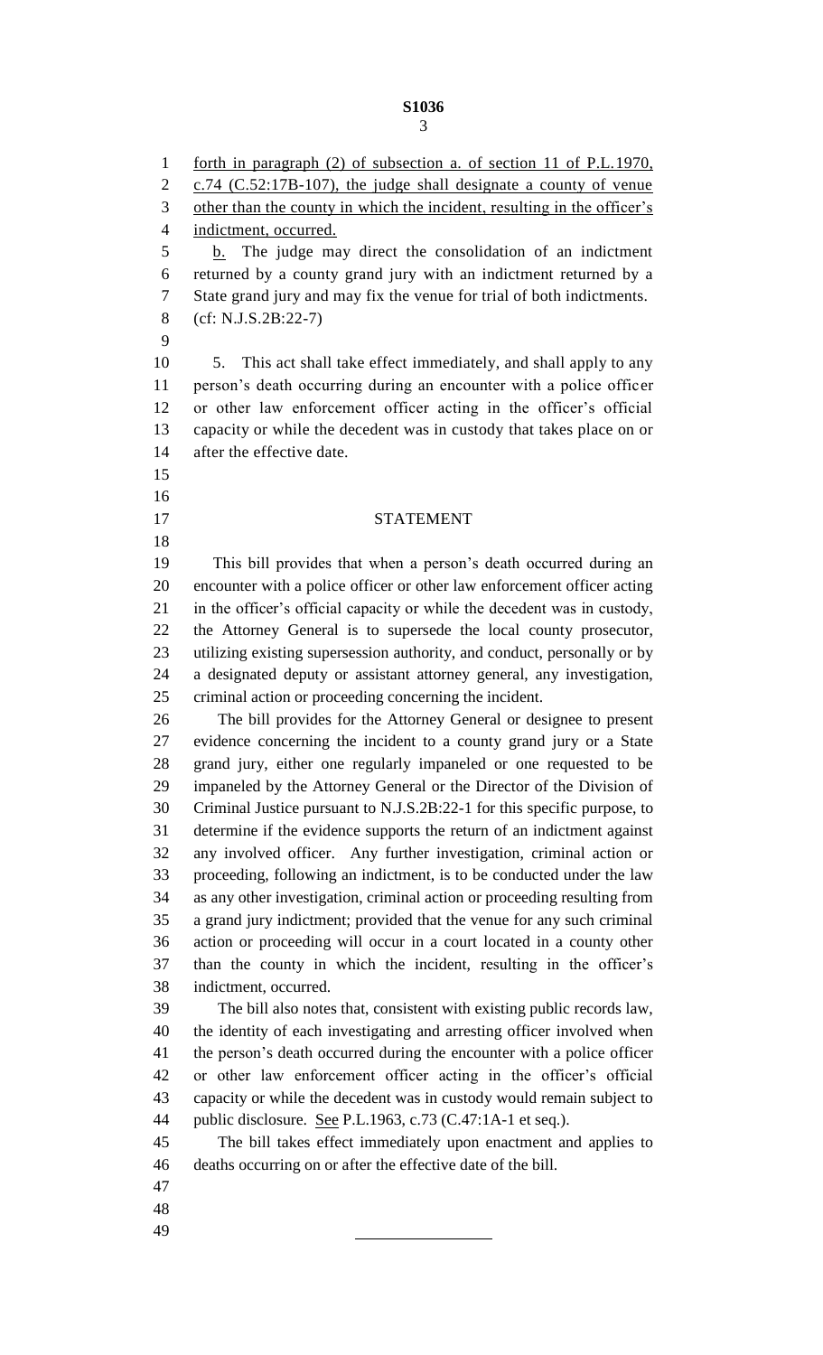forth in paragraph (2) of subsection a. of section 11 of P.L.1970, c.74 (C.52:17B-107), the judge shall designate a county of venue other than the county in which the incident, resulting in the officer's indictment, occurred.

b. The judge may direct the consolidation of an indictment returned by a county grand jury with an indictment returned by a State grand jury and may fix the venue for trial of both indictments.

(cf: N.J.S.2B:22-7)

5. This act shall take effect immediately, and shall apply to any person's death occurring during an encounter with a police officer or other law enforcement officer acting in the officer's official capacity or while the decedent was in custody that takes place on or after the effective date.

## STATEMENT

This bill provides that when a person's death occurred during an encounter with a police officer or other law enforcement officer acting in the officer's official capacity or while the decedent was in custody, the Attorney General is to supersede the local county prosecutor, utilizing existing supersession authority, and conduct, personally or by a designated deputy or assistant attorney general, any investigation, criminal action or proceeding concerning the incident.

The bill provides for the Attorney General or designee to present evidence concerning the incident to a county grand jury or a State grand jury, either one regularly impaneled or one requested to be impaneled by the Attorney General or the Director of the Division of Criminal Justice pursuant to N.J.S.2B:22-1 for this specific purpose, to determine if the evidence supports the return of an indictment against any involved officer. Any further investigation, criminal action or proceeding, following an indictment, is to be conducted under the law as any other investigation, criminal action or proceeding resulting from a grand jury indictment; provided that the venue for any such criminal action or proceeding will occur in a court located in a county other than the county in which the incident, resulting in the officer's indictment, occurred.

The bill also notes that, consistent with existing public records law, the identity of each investigating and arresting officer involved when the person's death occurred during the encounter with a police officer or other law enforcement officer acting in the officer's official capacity or while the decedent was in custody would remain subject to public disclosure. See P.L.1963, c.73 (C.47:1A-1 et seq.).

The bill takes effect immediately upon enactment and applies to deaths occurring on or after the effective date of the bill.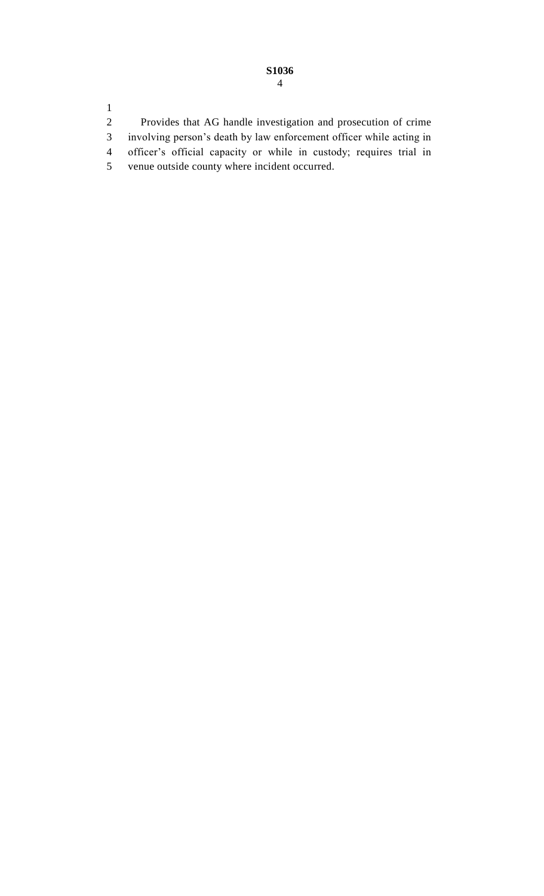Provides that AG handle investigation and prosecution of crime involving person's death by law enforcement officer while acting in officer's official capacity or while in custody; requires trial in venue outside county where incident occurred.